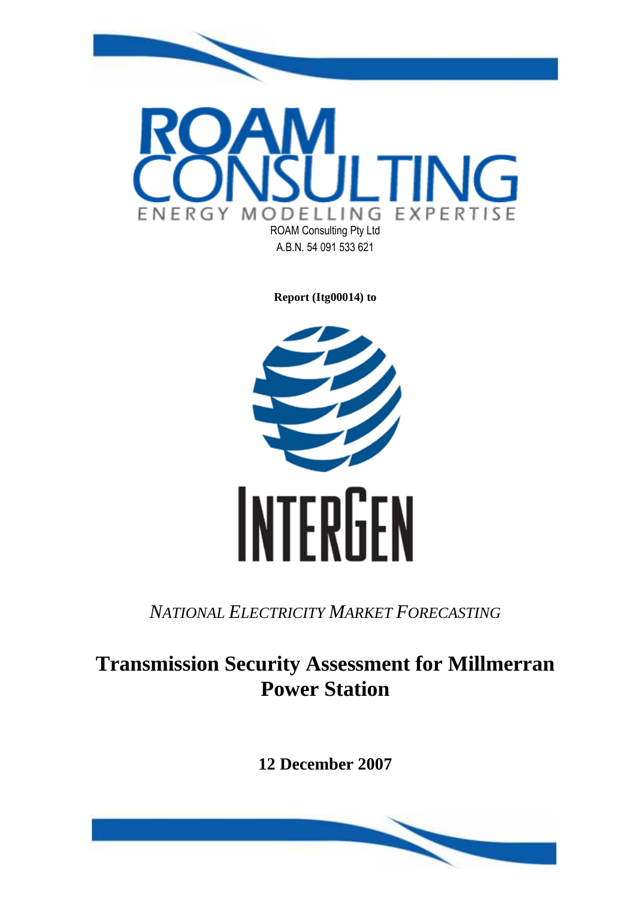ROAM CONSULTING

ENERGY MODELLING EXPERTISE

ROAM Consulting Pty Ltd
A.B.N. 54 091 533 621

**Report (Itg00014) to**

INTERGEN

*NATIONAL ELECTRICITY MARKET FORECASTING*

# Transmission Security Assessment for Millmerran Power Station

**12 December 2007**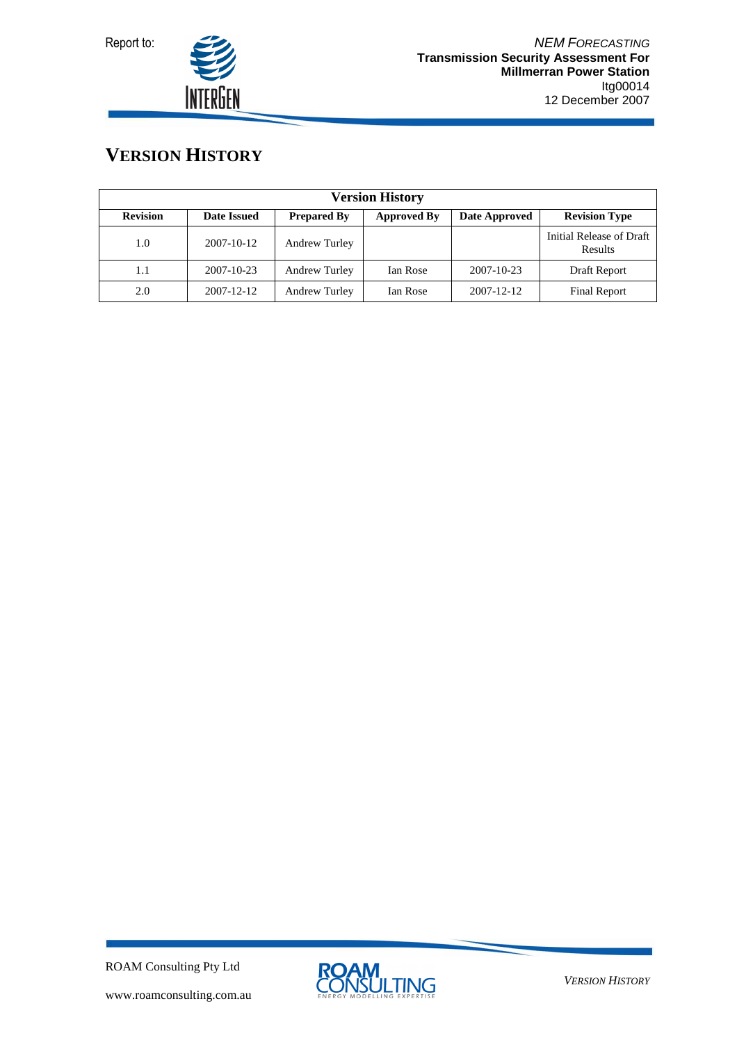# VERSION HISTORY

| Version History | | | | | |
|---|---|---|---|---|---|
| **Revision** | **Date Issued** | **Prepared By** | **Approved By** | **Date Approved** | **Revision Type** |
| 1.0 | 2007-10-12 | Andrew Turley | | | Initial Release of Draft Results |
| 1.1 | 2007-10-23 | Andrew Turley | Ian Rose | 2007-10-23 | Draft Report |
| 2.0 | 2007-12-12 | Andrew Turley | Ian Rose | 2007-12-12 | Final Report |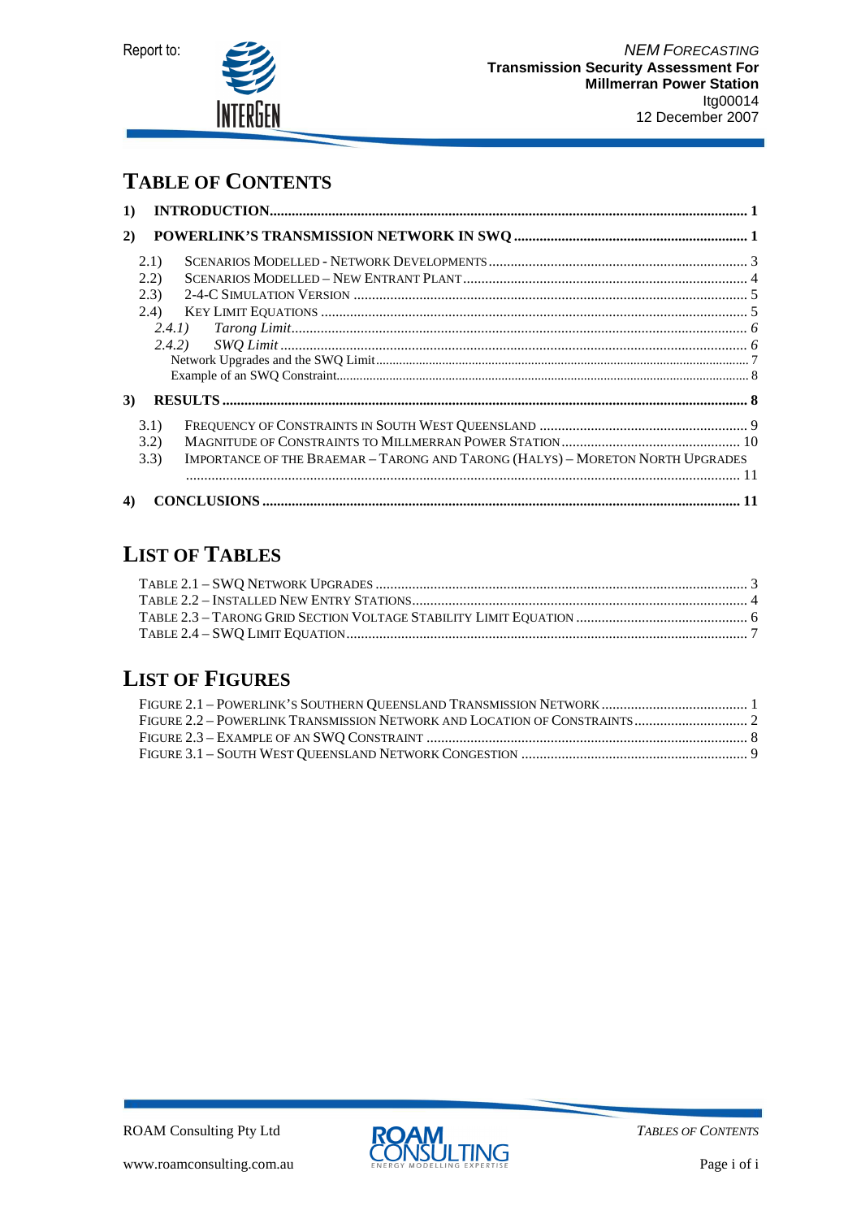# TABLE OF CONTENTS

**1) INTRODUCTION ........................................................................................................................ 1**

**2) POWERLINK'S TRANSMISSION NETWORK IN SWQ ............................................................... 1**

- 2.1) SCENARIOS MODELLED - NETWORK DEVELOPMENTS ....................................................... 3
- 2.2) SCENARIOS MODELLED – NEW ENTRANT PLANT ............................................................. 4
- 2.3) 2-4-C SIMULATION VERSION ........................................................................................... 5
- 2.4) KEY LIMIT EQUATIONS .................................................................................................... 5
  - *2.4.1) Tarong Limit* ............................................................................................................ *6*
  - *2.4.2) SWQ Limit* ................................................................................................................ *6*
    - Network Upgrades and the SWQ Limit ............................................................................. 7
    - Example of an SWQ Constraint......................................................................................... 8

**3) RESULTS ................................................................................................................................ 8**

- 3.1) FREQUENCY OF CONSTRAINTS IN SOUTH WEST QUEENSLAND ......................................... 9
- 3.2) MAGNITUDE OF CONSTRAINTS TO MILLMERRAN POWER STATION ................................. 10
- 3.3) IMPORTANCE OF THE BRAEMAR – TARONG AND TARONG (HALYS) – MORETON NORTH UPGRADES ........................................................................................................................ 11

**4) CONCLUSIONS ...................................................................................................................... 11**

# LIST OF TABLES

- TABLE 2.1 – SWQ NETWORK UPGRADES ..................................................................................... 3
- TABLE 2.2 – INSTALLED NEW ENTRY STATIONS........................................................................... 4
- TABLE 2.3 – TARONG GRID SECTION VOLTAGE STABILITY LIMIT EQUATION ............................................... 6
- TABLE 2.4 – SWQ LIMIT EQUATION............................................................................................. 7

# LIST OF FIGURES

- FIGURE 2.1 – POWERLINK'S SOUTHERN QUEENSLAND TRANSMISSION NETWORK ........................................ 1
- FIGURE 2.2 – POWERLINK TRANSMISSION NETWORK AND LOCATION OF CONSTRAINTS ............................... 2
- FIGURE 2.3 – EXAMPLE OF AN SWQ CONSTRAINT ....................................................................... 8
- FIGURE 3.1 – SOUTH WEST QUEENSLAND NETWORK CONGESTION ............................................................. 9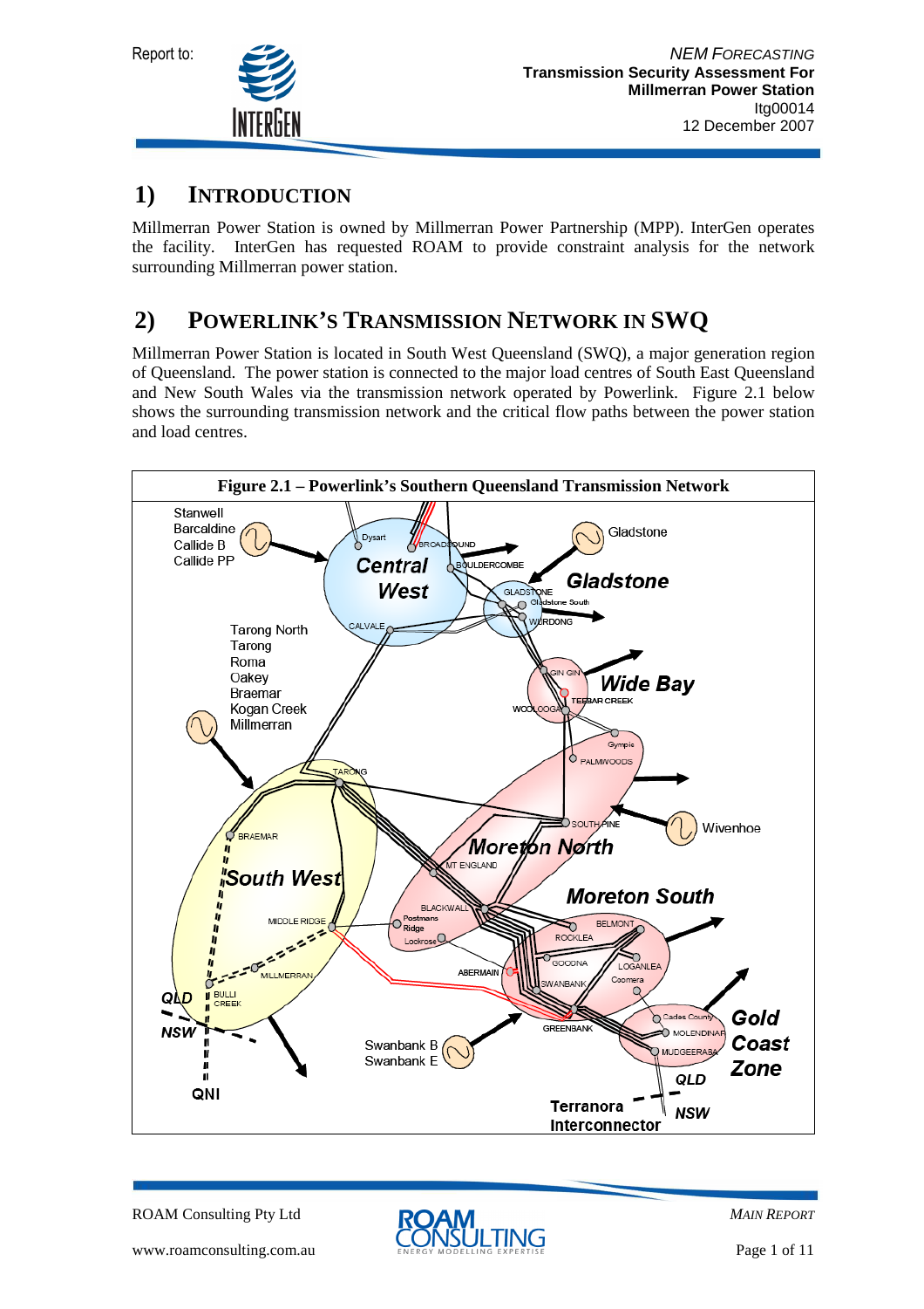# 1) INTRODUCTION

Millmerran Power Station is owned by Millmerran Power Partnership (MPP). InterGen operates the facility. InterGen has requested ROAM to provide constraint analysis for the network surrounding Millmerran power station.

# 2) POWERLINK'S TRANSMISSION NETWORK IN SWQ

Millmerran Power Station is located in South West Queensland (SWQ), a major generation region of Queensland. The power station is connected to the major load centres of South East Queensland and New South Wales via the transmission network operated by Powerlink. Figure 2.1 below shows the surrounding transmission network and the critical flow paths between the power station and load centres.

**Figure 2.1 – Powerlink's Southern Queensland Transmission Network**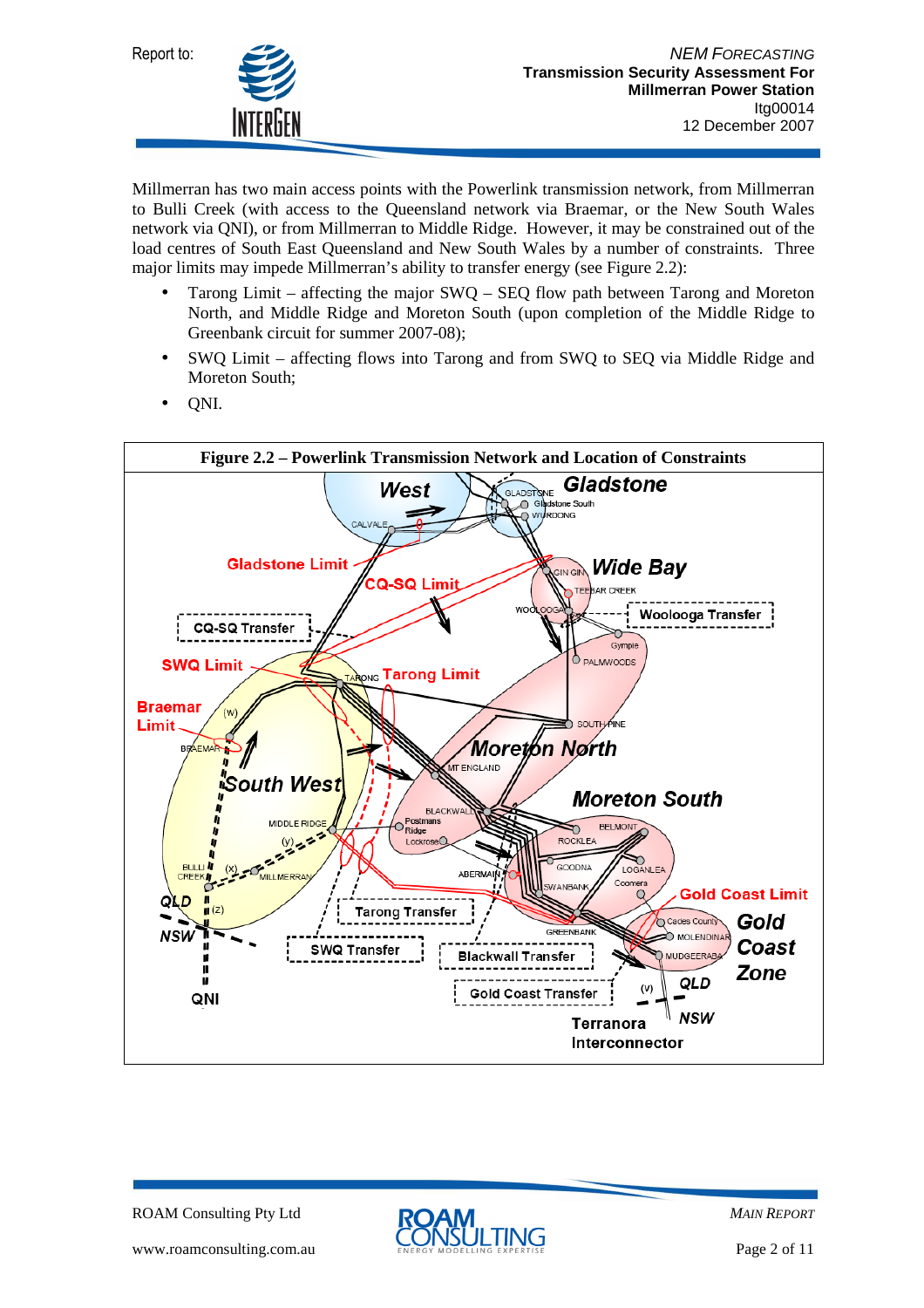Millmerran has two main access points with the Powerlink transmission network, from Millmerran to Bulli Creek (with access to the Queensland network via Braemar, or the New South Wales network via QNI), or from Millmerran to Middle Ridge. However, it may be constrained out of the load centres of South East Queensland and New South Wales by a number of constraints. Three major limits may impede Millmerran's ability to transfer energy (see Figure 2.2):

- Tarong Limit – affecting the major SWQ – SEQ flow path between Tarong and Moreton North, and Middle Ridge and Moreton South (upon completion of the Middle Ridge to Greenbank circuit for summer 2007-08);
- SWQ Limit – affecting flows into Tarong and from SWQ to SEQ via Middle Ridge and Moreton South;
- QNI.

**Figure 2.2 – Powerlink Transmission Network and Location of Constraints**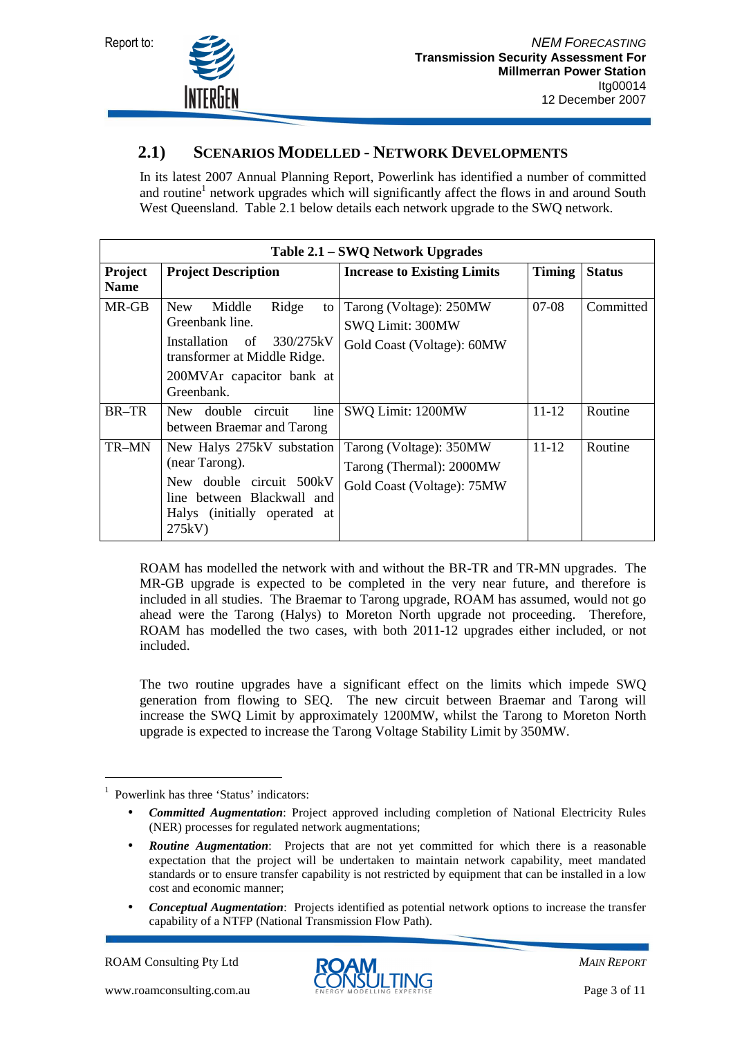## 2.1) Scenarios Modelled - Network Developments

In its latest 2007 Annual Planning Report, Powerlink has identified a number of committed and routine[1] network upgrades which will significantly affect the flows in and around South West Queensland. Table 2.1 below details each network upgrade to the SWQ network.

**Table 2.1 – SWQ Network Upgrades**

| Project Name | Project Description | Increase to Existing Limits | Timing | Status |
|---|---|---|---|---|
| MR-GB | New Middle Ridge to Greenbank line.<br>Installation of 330/275kV transformer at Middle Ridge.<br>200MVAr capacitor bank at Greenbank. | Tarong (Voltage): 250MW<br>SWQ Limit: 300MW<br>Gold Coast (Voltage): 60MW | 07-08 | Committed |
| BR–TR | New double circuit line between Braemar and Tarong | SWQ Limit: 1200MW | 11-12 | Routine |
| TR–MN | New Halys 275kV substation (near Tarong).<br>New double circuit 500kV line between Blackwall and Halys (initially operated at 275kV) | Tarong (Voltage): 350MW<br>Tarong (Thermal): 2000MW<br>Gold Coast (Voltage): 75MW | 11-12 | Routine |

ROAM has modelled the network with and without the BR-TR and TR-MN upgrades. The MR-GB upgrade is expected to be completed in the very near future, and therefore is included in all studies. The Braemar to Tarong upgrade, ROAM has assumed, would not go ahead were the Tarong (Halys) to Moreton North upgrade not proceeding. Therefore, ROAM has modelled the two cases, with both 2011-12 upgrades either included, or not included.

The two routine upgrades have a significant effect on the limits which impede SWQ generation from flowing to SEQ. The new circuit between Braemar and Tarong will increase the SWQ Limit by approximately 1200MW, whilst the Tarong to Moreton North upgrade is expected to increase the Tarong Voltage Stability Limit by 350MW.

---

[1] Powerlink has three 'Status' indicators:

- ***Committed Augmentation***: Project approved including completion of National Electricity Rules (NER) processes for regulated network augmentations;
- ***Routine Augmentation***: Projects that are not yet committed for which there is a reasonable expectation that the project will be undertaken to maintain network capability, meet mandated standards or to ensure transfer capability is not restricted by equipment that can be installed in a low cost and economic manner;
- ***Conceptual Augmentation***: Projects identified as potential network options to increase the transfer capability of a NTFP (National Transmission Flow Path).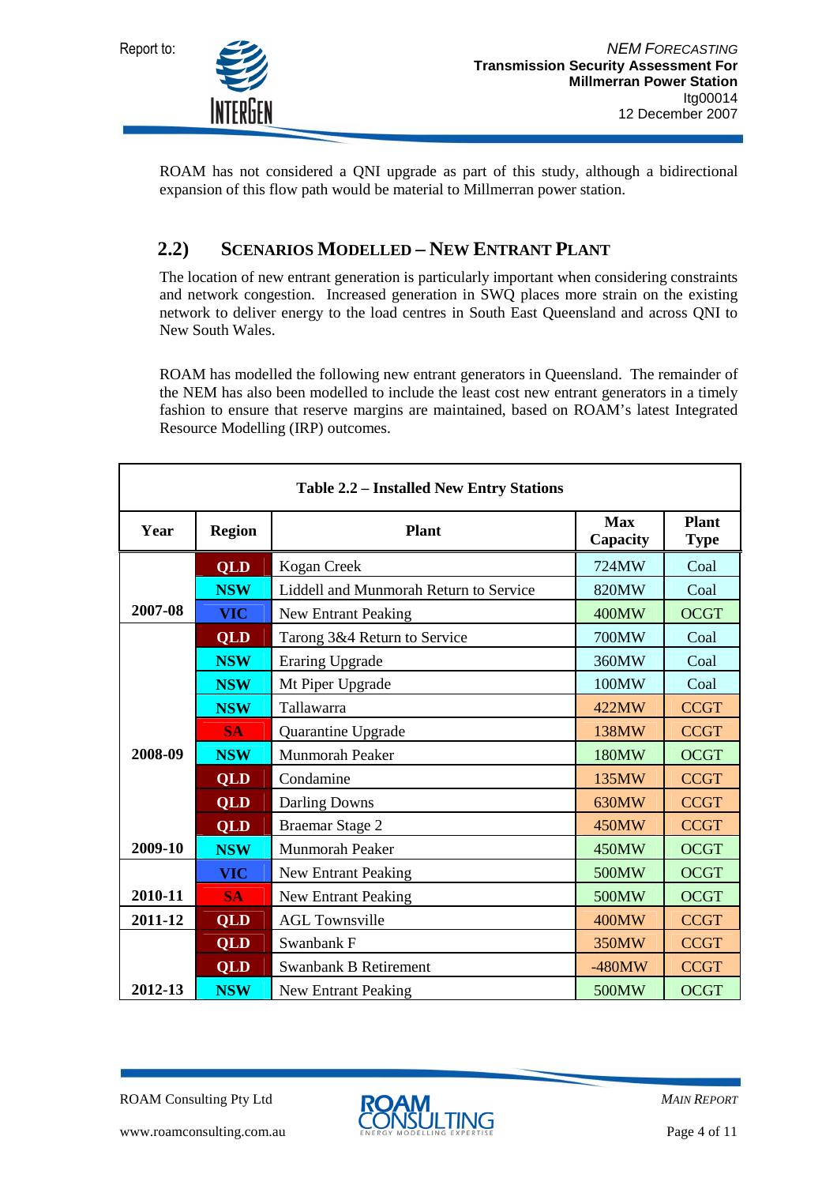ROAM has not considered a QNI upgrade as part of this study, although a bidirectional expansion of this flow path would be material to Millmerran power station.

## 2.2) Scenarios Modelled – New Entrant Plant

The location of new entrant generation is particularly important when considering constraints and network congestion. Increased generation in SWQ places more strain on the existing network to deliver energy to the load centres in South East Queensland and across QNI to New South Wales.

ROAM has modelled the following new entrant generators in Queensland. The remainder of the NEM has also been modelled to include the least cost new entrant generators in a timely fashion to ensure that reserve margins are maintained, based on ROAM's latest Integrated Resource Modelling (IRP) outcomes.

**Table 2.2 – Installed New Entry Stations**

| Year | Region | Plant | Max Capacity | Plant Type |
|---|---|---|---|---|
| 2007-08 | QLD | Kogan Creek | 724MW | Coal |
| | NSW | Liddell and Munmorah Return to Service | 820MW | Coal |
| | VIC | New Entrant Peaking | 400MW | OCGT |
| 2008-09 | QLD | Tarong 3&4 Return to Service | 700MW | Coal |
| | NSW | Eraring Upgrade | 360MW | Coal |
| | NSW | Mt Piper Upgrade | 100MW | Coal |
| | NSW | Tallawarra | 422MW | CCGT |
| | SA | Quarantine Upgrade | 138MW | CCGT |
| | NSW | Munmorah Peaker | 180MW | OCGT |
| | QLD | Condamine | 135MW | CCGT |
| | QLD | Darling Downs | 630MW | CCGT |
| 2009-10 | QLD | Braemar Stage 2 | 450MW | CCGT |
| | NSW | Munmorah Peaker | 450MW | OCGT |
| 2010-11 | VIC | New Entrant Peaking | 500MW | OCGT |
| | SA | New Entrant Peaking | 500MW | OCGT |
| 2011-12 | QLD | AGL Townsville | 400MW | CCGT |
| 2012-13 | QLD | Swanbank F | 350MW | CCGT |
| | QLD | Swanbank B Retirement | -480MW | CCGT |
| | NSW | New Entrant Peaking | 500MW | OCGT |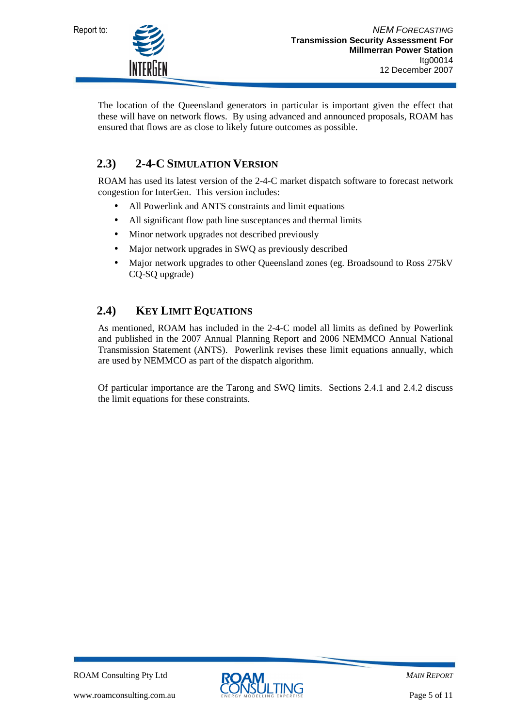The location of the Queensland generators in particular is important given the effect that these will have on network flows. By using advanced and announced proposals, ROAM has ensured that flows are as close to likely future outcomes as possible.

## 2.3) 2-4-C Simulation Version

ROAM has used its latest version of the 2-4-C market dispatch software to forecast network congestion for InterGen. This version includes:

- All Powerlink and ANTS constraints and limit equations
- All significant flow path line susceptances and thermal limits
- Minor network upgrades not described previously
- Major network upgrades in SWQ as previously described
- Major network upgrades to other Queensland zones (eg. Broadsound to Ross 275kV CQ-SQ upgrade)

## 2.4) Key Limit Equations

As mentioned, ROAM has included in the 2-4-C model all limits as defined by Powerlink and published in the 2007 Annual Planning Report and 2006 NEMMCO Annual National Transmission Statement (ANTS). Powerlink revises these limit equations annually, which are used by NEMMCO as part of the dispatch algorithm.

Of particular importance are the Tarong and SWQ limits. Sections 2.4.1 and 2.4.2 discuss the limit equations for these constraints.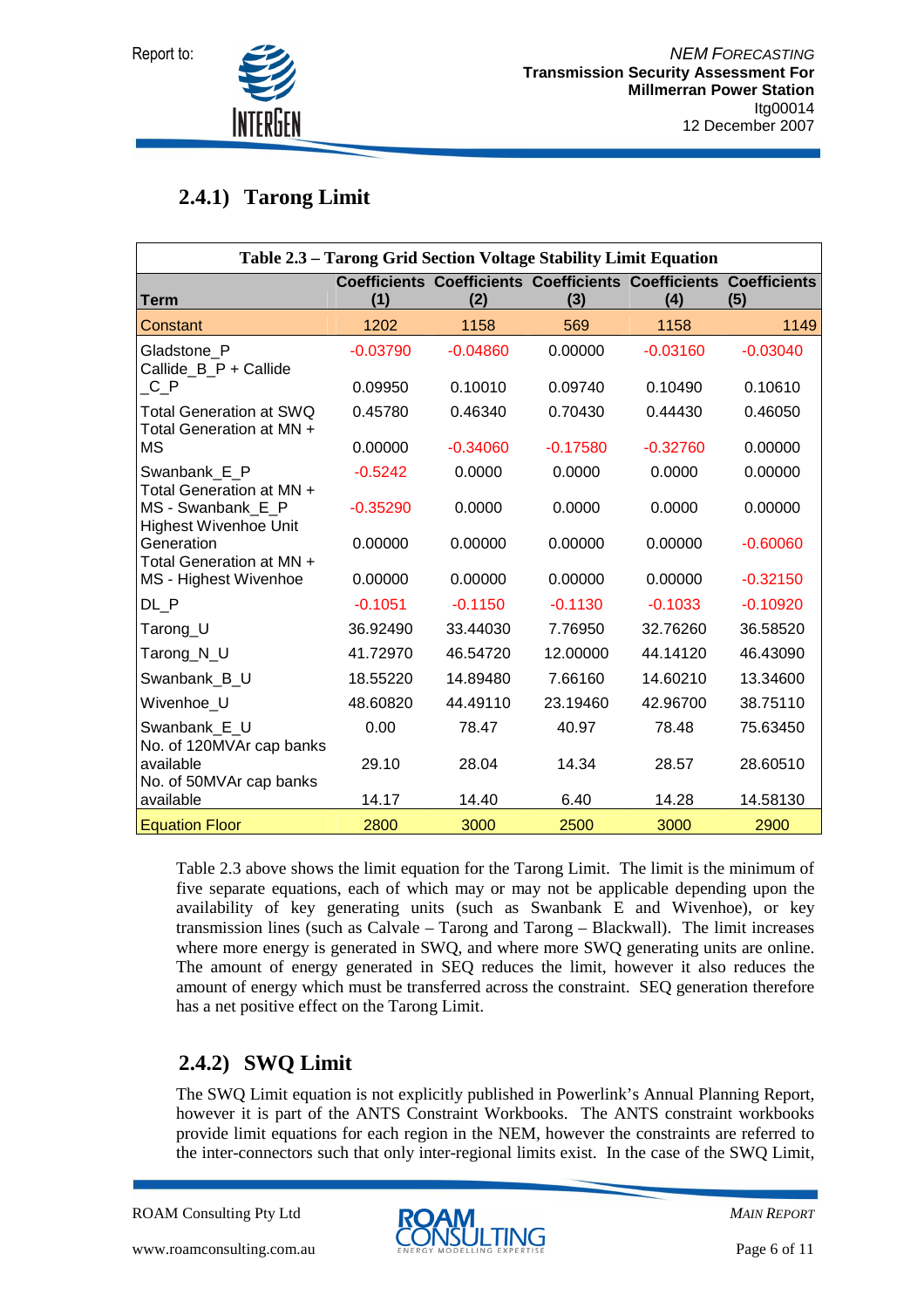### 2.4.1) Tarong Limit

| Table 2.3 – Tarong Grid Section Voltage Stability Limit Equation | | | | | |
|---|---|---|---|---|---|
| **Term** | **Coefficients (1)** | **Coefficients (2)** | **Coefficients (3)** | **Coefficients (4)** | **Coefficients (5)** |
| Constant | 1202 | 1158 | 569 | 1158 | 1149 |
| Gladstone_P | -0.03790 | -0.04860 | 0.00000 | -0.03160 | -0.03040 |
| Callide_B_P + Callide _C_P | 0.09950 | 0.10010 | 0.09740 | 0.10490 | 0.10610 |
| Total Generation at SWQ | 0.45780 | 0.46340 | 0.70430 | 0.44430 | 0.46050 |
| Total Generation at MN + MS | 0.00000 | -0.34060 | -0.17580 | -0.32760 | 0.00000 |
| Swanbank_E_P | -0.5242 | 0.0000 | 0.0000 | 0.0000 | 0.00000 |
| Total Generation at MN + MS - Swanbank_E_P | -0.35290 | 0.0000 | 0.0000 | 0.0000 | 0.00000 |
| Highest Wivenhoe Unit Generation | 0.00000 | 0.00000 | 0.00000 | 0.00000 | -0.60060 |
| Total Generation at MN + MS - Highest Wivenhoe | 0.00000 | 0.00000 | 0.00000 | 0.00000 | -0.32150 |
| DL_P | -0.1051 | -0.1150 | -0.1130 | -0.1033 | -0.10920 |
| Tarong_U | 36.92490 | 33.44030 | 7.76950 | 32.76260 | 36.58520 |
| Tarong_N_U | 41.72970 | 46.54720 | 12.00000 | 44.14120 | 46.43090 |
| Swanbank_B_U | 18.55220 | 14.89480 | 7.66160 | 14.60210 | 13.34600 |
| Wivenhoe_U | 48.60820 | 44.49110 | 23.19460 | 42.96700 | 38.75110 |
| Swanbank_E_U | 0.00 | 78.47 | 40.97 | 78.48 | 75.63450 |
| No. of 120MVAr cap banks available | 29.10 | 28.04 | 14.34 | 28.57 | 28.60510 |
| No. of 50MVAr cap banks available | 14.17 | 14.40 | 6.40 | 14.28 | 14.58130 |
| Equation Floor | 2800 | 3000 | 2500 | 3000 | 2900 |

Table 2.3 above shows the limit equation for the Tarong Limit. The limit is the minimum of five separate equations, each of which may or may not be applicable depending upon the availability of key generating units (such as Swanbank E and Wivenhoe), or key transmission lines (such as Calvale – Tarong and Tarong – Blackwall). The limit increases where more energy is generated in SWQ, and where more SWQ generating units are online. The amount of energy generated in SEQ reduces the limit, however it also reduces the amount of energy which must be transferred across the constraint. SEQ generation therefore has a net positive effect on the Tarong Limit.

### 2.4.2) SWQ Limit

The SWQ Limit equation is not explicitly published in Powerlink's Annual Planning Report, however it is part of the ANTS Constraint Workbooks. The ANTS constraint workbooks provide limit equations for each region in the NEM, however the constraints are referred to the inter-connectors such that only inter-regional limits exist. In the case of the SWQ Limit,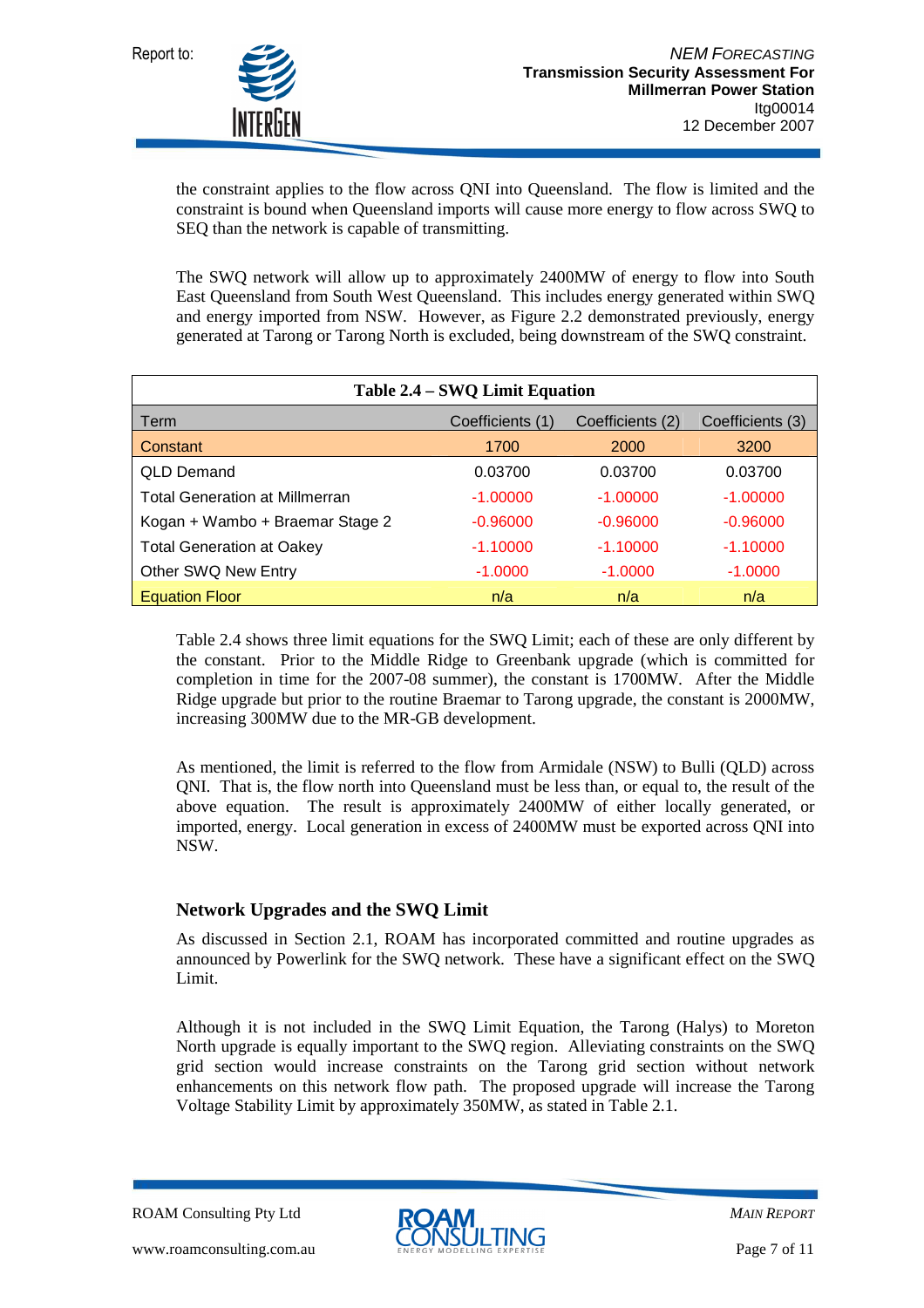the constraint applies to the flow across QNI into Queensland. The flow is limited and the constraint is bound when Queensland imports will cause more energy to flow across SWQ to SEQ than the network is capable of transmitting.

The SWQ network will allow up to approximately 2400MW of energy to flow into South East Queensland from South West Queensland. This includes energy generated within SWQ and energy imported from NSW. However, as Figure 2.2 demonstrated previously, energy generated at Tarong or Tarong North is excluded, being downstream of the SWQ constraint.

**Table 2.4 – SWQ Limit Equation**

| Term | Coefficients (1) | Coefficients (2) | Coefficients (3) |
|---|---|---|---|
| Constant | 1700 | 2000 | 3200 |
| QLD Demand | 0.03700 | 0.03700 | 0.03700 |
| Total Generation at Millmerran | -1.00000 | -1.00000 | -1.00000 |
| Kogan + Wambo + Braemar Stage 2 | -0.96000 | -0.96000 | -0.96000 |
| Total Generation at Oakey | -1.10000 | -1.10000 | -1.10000 |
| Other SWQ New Entry | -1.0000 | -1.0000 | -1.0000 |
| Equation Floor | n/a | n/a | n/a |

Table 2.4 shows three limit equations for the SWQ Limit; each of these are only different by the constant. Prior to the Middle Ridge to Greenbank upgrade (which is committed for completion in time for the 2007-08 summer), the constant is 1700MW. After the Middle Ridge upgrade but prior to the routine Braemar to Tarong upgrade, the constant is 2000MW, increasing 300MW due to the MR-GB development.

As mentioned, the limit is referred to the flow from Armidale (NSW) to Bulli (QLD) across QNI. That is, the flow north into Queensland must be less than, or equal to, the result of the above equation. The result is approximately 2400MW of either locally generated, or imported, energy. Local generation in excess of 2400MW must be exported across QNI into NSW.

### Network Upgrades and the SWQ Limit

As discussed in Section 2.1, ROAM has incorporated committed and routine upgrades as announced by Powerlink for the SWQ network. These have a significant effect on the SWQ Limit.

Although it is not included in the SWQ Limit Equation, the Tarong (Halys) to Moreton North upgrade is equally important to the SWQ region. Alleviating constraints on the SWQ grid section would increase constraints on the Tarong grid section without network enhancements on this network flow path. The proposed upgrade will increase the Tarong Voltage Stability Limit by approximately 350MW, as stated in Table 2.1.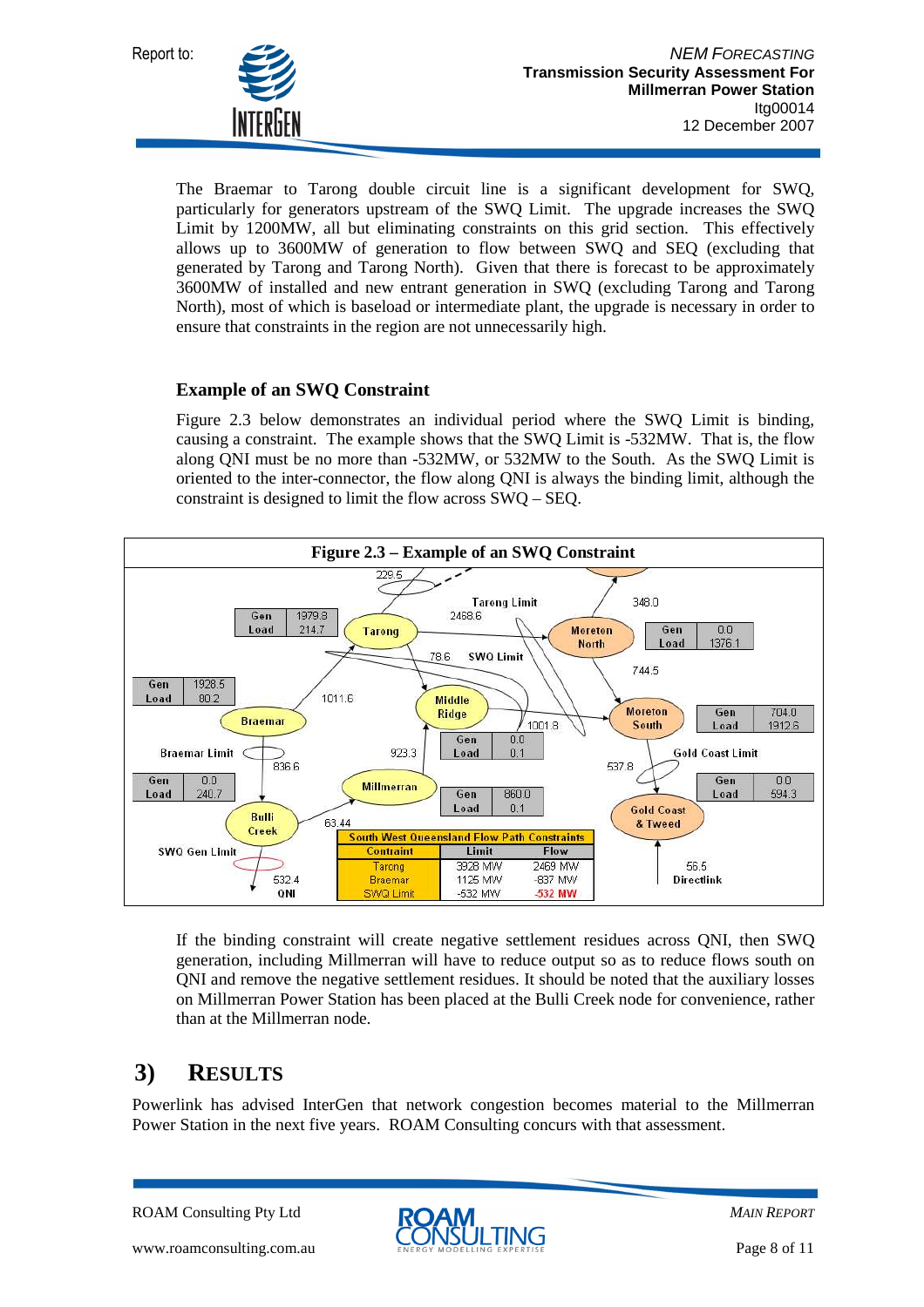The Braemar to Tarong double circuit line is a significant development for SWQ, particularly for generators upstream of the SWQ Limit. The upgrade increases the SWQ Limit by 1200MW, all but eliminating constraints on this grid section. This effectively allows up to 3600MW of generation to flow between SWQ and SEQ (excluding that generated by Tarong and Tarong North). Given that there is forecast to be approximately 3600MW of installed and new entrant generation in SWQ (excluding Tarong and Tarong North), most of which is baseload or intermediate plant, the upgrade is necessary in order to ensure that constraints in the region are not unnecessarily high.

### Example of an SWQ Constraint

Figure 2.3 below demonstrates an individual period where the SWQ Limit is binding, causing a constraint. The example shows that the SWQ Limit is -532MW. That is, the flow along QNI must be no more than -532MW, or 532MW to the South. As the SWQ Limit is oriented to the inter-connector, the flow along QNI is always the binding limit, although the constraint is designed to limit the flow across SWQ – SEQ.

**Figure 2.3 – Example of an SWQ Constraint**

| Node | Gen | Load |
|---|---|---|
| Tarong | 1979.8 | 214.7 |
| Braemar | 1928.5 | 80.2 |
| Bulli Creek | 0.0 | 240.7 |
| Middle Ridge | 0.0 | 0.1 |
| Millmerran | 860.0 | 0.1 |
| Moreton North | 0.0 | 1376.1 |
| Moreton South | 704.0 | 1912.6 |
| Gold Coast & Tweed | 0.0 | 594.3 |

South West Queensland Flow Path Constraints

| Contraint | Limit | Flow |
|---|---|---|
| Tarong | 3928 MW | 2469 MW |
| Braemar | 1125 MW | -837 MW |
| SWQ Limit | -532 MW | -532 MW |

If the binding constraint will create negative settlement residues across QNI, then SWQ generation, including Millmerran will have to reduce output so as to reduce flows south on QNI and remove the negative settlement residues. It should be noted that the auxiliary losses on Millmerran Power Station has been placed at the Bulli Creek node for convenience, rather than at the Millmerran node.

# 3) RESULTS

Powerlink has advised InterGen that network congestion becomes material to the Millmerran Power Station in the next five years. ROAM Consulting concurs with that assessment.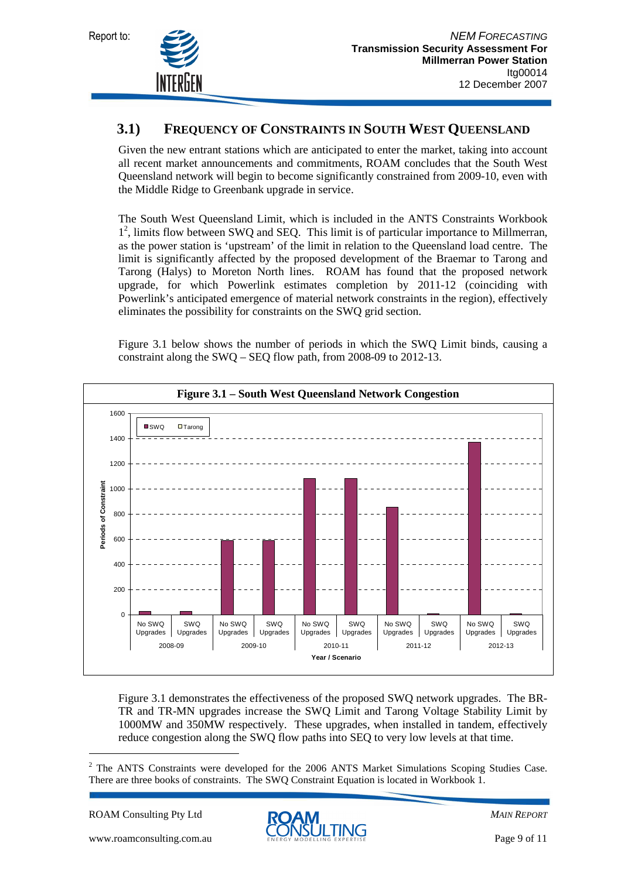## 3.1) FREQUENCY OF CONSTRAINTS IN SOUTH WEST QUEENSLAND

Given the new entrant stations which are anticipated to enter the market, taking into account all recent market announcements and commitments, ROAM concludes that the South West Queensland network will begin to become significantly constrained from 2009-10, even with the Middle Ridge to Greenbank upgrade in service.

The South West Queensland Limit, which is included in the ANTS Constraints Workbook 1[2], limits flow between SWQ and SEQ. This limit is of particular importance to Millmerran, as the power station is 'upstream' of the limit in relation to the Queensland load centre. The limit is significantly affected by the proposed development of the Braemar to Tarong and Tarong (Halys) to Moreton North lines. ROAM has found that the proposed network upgrade, for which Powerlink estimates completion by 2011-12 (coinciding with Powerlink's anticipated emergence of material network constraints in the region), effectively eliminates the possibility for constraints on the SWQ grid section.

Figure 3.1 below shows the number of periods in which the SWQ Limit binds, causing a constraint along the SWQ – SEQ flow path, from 2008-09 to 2012-13.

**Figure 3.1 – South West Queensland Network Congestion**

Figure 3.1 demonstrates the effectiveness of the proposed SWQ network upgrades. The BR-TR and TR-MN upgrades increase the SWQ Limit and Tarong Voltage Stability Limit by 1000MW and 350MW respectively. These upgrades, when installed in tandem, effectively reduce congestion along the SWQ flow paths into SEQ to very low levels at that time.

[2] The ANTS Constraints were developed for the 2006 ANTS Market Simulations Scoping Studies Case. There are three books of constraints. The SWQ Constraint Equation is located in Workbook 1.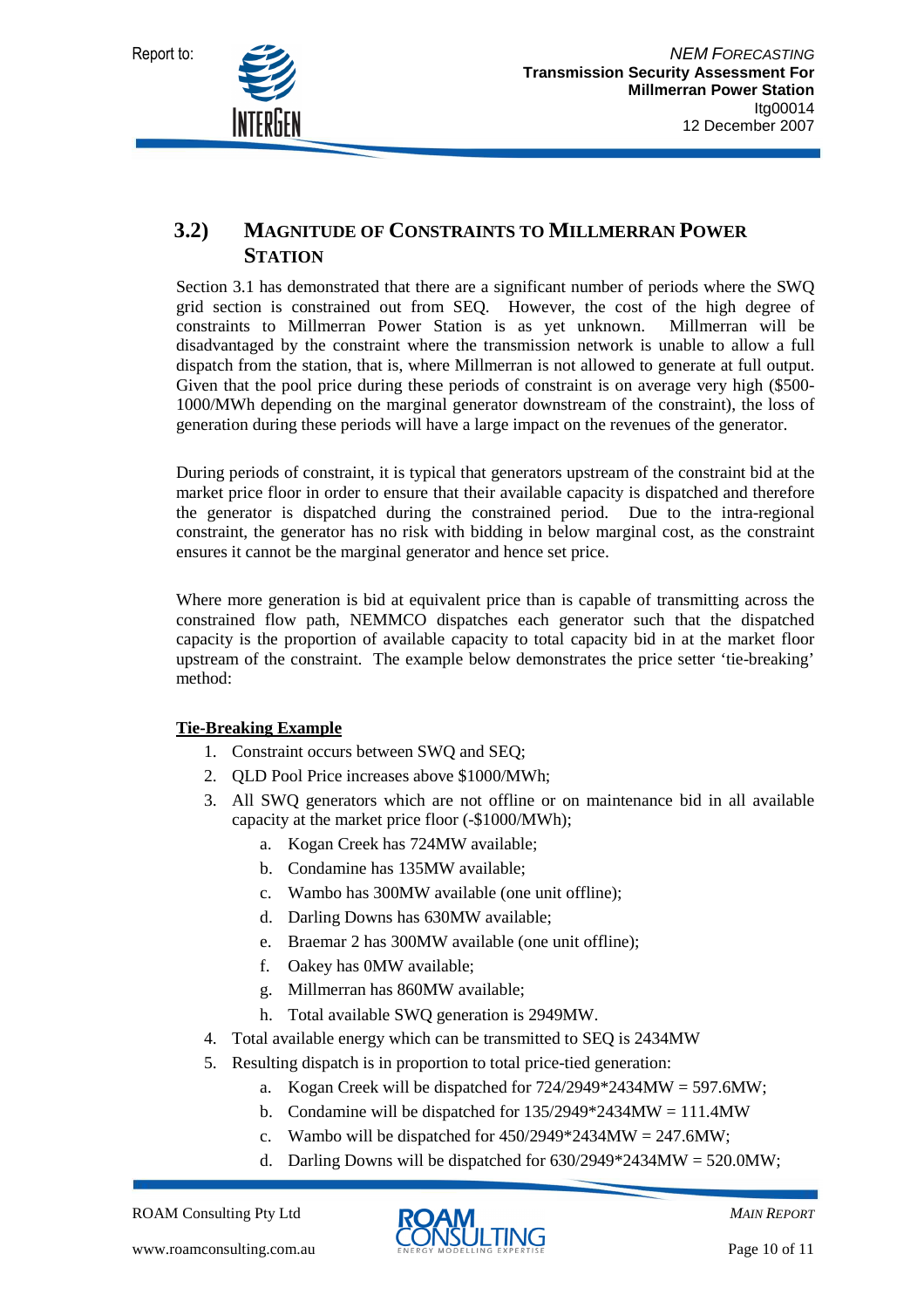## 3.2) MAGNITUDE OF CONSTRAINTS TO MILLMERRAN POWER STATION

Section 3.1 has demonstrated that there are a significant number of periods where the SWQ grid section is constrained out from SEQ. However, the cost of the high degree of constraints to Millmerran Power Station is as yet unknown. Millmerran will be disadvantaged by the constraint where the transmission network is unable to allow a full dispatch from the station, that is, where Millmerran is not allowed to generate at full output. Given that the pool price during these periods of constraint is on average very high ($500-1000/MWh depending on the marginal generator downstream of the constraint), the loss of generation during these periods will have a large impact on the revenues of the generator.

During periods of constraint, it is typical that generators upstream of the constraint bid at the market price floor in order to ensure that their available capacity is dispatched and therefore the generator is dispatched during the constrained period. Due to the intra-regional constraint, the generator has no risk with bidding in below marginal cost, as the constraint ensures it cannot be the marginal generator and hence set price.

Where more generation is bid at equivalent price than is capable of transmitting across the constrained flow path, NEMMCO dispatches each generator such that the dispatched capacity is the proportion of available capacity to total capacity bid in at the market floor upstream of the constraint. The example below demonstrates the price setter 'tie-breaking' method:

**Tie-Breaking Example**

1. Constraint occurs between SWQ and SEQ;
2. QLD Pool Price increases above $1000/MWh;
3. All SWQ generators which are not offline or on maintenance bid in all available capacity at the market price floor (-$1000/MWh);
   a. Kogan Creek has 724MW available;
   b. Condamine has 135MW available;
   c. Wambo has 300MW available (one unit offline);
   d. Darling Downs has 630MW available;
   e. Braemar 2 has 300MW available (one unit offline);
   f. Oakey has 0MW available;
   g. Millmerran has 860MW available;
   h. Total available SWQ generation is 2949MW.
4. Total available energy which can be transmitted to SEQ is 2434MW
5. Resulting dispatch is in proportion to total price-tied generation:
   a. Kogan Creek will be dispatched for 724/2949*2434MW = 597.6MW;
   b. Condamine will be dispatched for 135/2949*2434MW = 111.4MW
   c. Wambo will be dispatched for 450/2949*2434MW = 247.6MW;
   d. Darling Downs will be dispatched for 630/2949*2434MW = 520.0MW;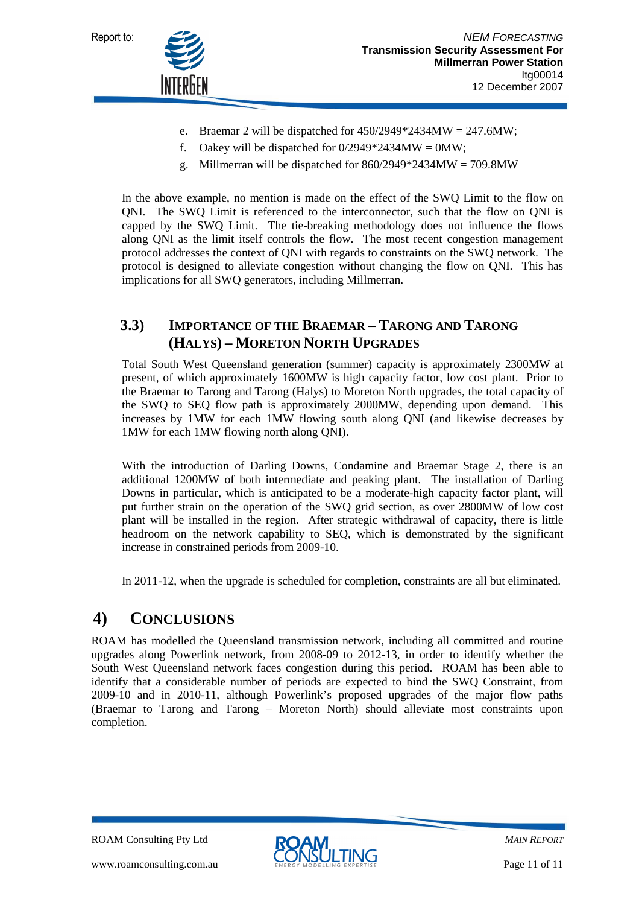e. Braemar 2 will be dispatched for 450/2949*2434MW = 247.6MW;
f. Oakey will be dispatched for 0/2949*2434MW = 0MW;
g. Millmerran will be dispatched for 860/2949*2434MW = 709.8MW

In the above example, no mention is made on the effect of the SWQ Limit to the flow on QNI. The SWQ Limit is referenced to the interconnector, such that the flow on QNI is capped by the SWQ Limit. The tie-breaking methodology does not influence the flows along QNI as the limit itself controls the flow. The most recent congestion management protocol addresses the context of QNI with regards to constraints on the SWQ network. The protocol is designed to alleviate congestion without changing the flow on QNI. This has implications for all SWQ generators, including Millmerran.

### 3.3) Importance of the Braemar – Tarong and Tarong (Halys) – Moreton North Upgrades

Total South West Queensland generation (summer) capacity is approximately 2300MW at present, of which approximately 1600MW is high capacity factor, low cost plant. Prior to the Braemar to Tarong and Tarong (Halys) to Moreton North upgrades, the total capacity of the SWQ to SEQ flow path is approximately 2000MW, depending upon demand. This increases by 1MW for each 1MW flowing south along QNI (and likewise decreases by 1MW for each 1MW flowing north along QNI).

With the introduction of Darling Downs, Condamine and Braemar Stage 2, there is an additional 1200MW of both intermediate and peaking plant. The installation of Darling Downs in particular, which is anticipated to be a moderate-high capacity factor plant, will put further strain on the operation of the SWQ grid section, as over 2800MW of low cost plant will be installed in the region. After strategic withdrawal of capacity, there is little headroom on the network capability to SEQ, which is demonstrated by the significant increase in constrained periods from 2009-10.

In 2011-12, when the upgrade is scheduled for completion, constraints are all but eliminated.

## 4) Conclusions

ROAM has modelled the Queensland transmission network, including all committed and routine upgrades along Powerlink network, from 2008-09 to 2012-13, in order to identify whether the South West Queensland network faces congestion during this period. ROAM has been able to identify that a considerable number of periods are expected to bind the SWQ Constraint, from 2009-10 and in 2010-11, although Powerlink's proposed upgrades of the major flow paths (Braemar to Tarong and Tarong – Moreton North) should alleviate most constraints upon completion.